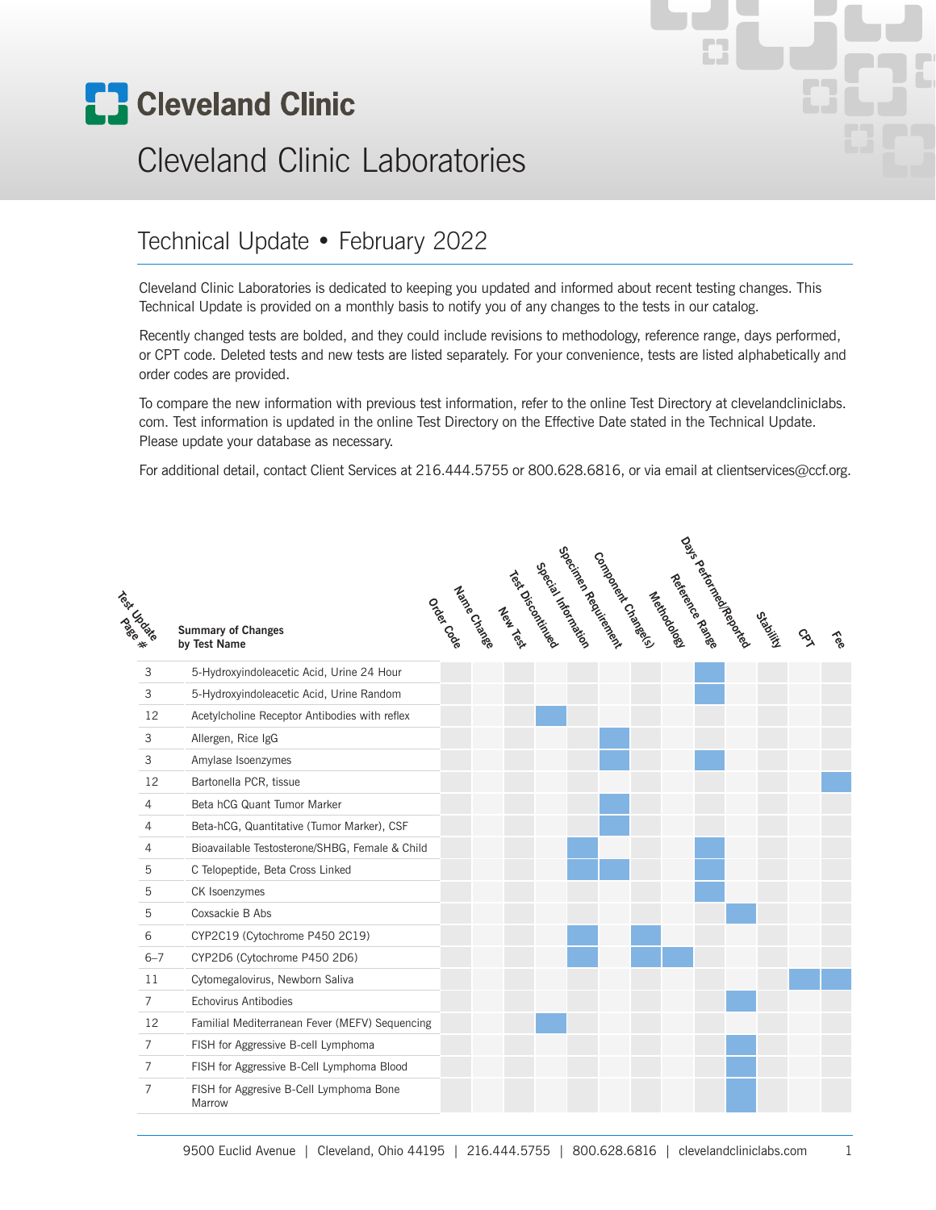# Cleveland Clinic Laboratories

## Technical Update • February 2022

Cleveland Clinic Laboratories is dedicated to keeping you updated and informed about recent testing changes. This Technical Update is provided on a monthly basis to notify you of any changes to the tests in our catalog.

Recently changed tests are bolded, and they could include revisions to methodology, reference range, days performed, or CPT code. Deleted tests and new tests are listed separately. For your convenience, tests are listed alphabetically and order codes are provided.

To compare the new information with previous test information, refer to the online Test Directory at clevelandcliniclabs.com. Test information is updated in the online Test Directory on the Effective Date stated in the Technical Update. Please update your database as necessary.

For additional detail, contact Client Services at 216.444.5755 or 800.628.6816, or via email at clientservices@ccf.org.

| Test Update Page # | Summary of Changes by Test Name | Order Code | Name Change | New Test | Test Discontinued | Special Information | Specimen Requirement | Component Change(s) | Methodology | Reference Range | Days Performed/Reported | Stability | CPT | Fee |
|---|---|---|---|---|---|---|---|---|---|---|---|---|---|---|
| 3 | 5-Hydroxyindoleacetic Acid, Urine 24 Hour | | | | | | | | | X | | | | |
| 3 | 5-Hydroxyindoleacetic Acid, Urine Random | | | | | | | | | X | | | | |
| 12 | Acetylcholine Receptor Antibodies with reflex | | | | X | | | | | | | | | |
| 3 | Allergen, Rice IgG | | | | | | X | | | | | | | |
| 3 | Amylase Isoenzymes | | | | | | X | | | X | | | | |
| 12 | Bartonella PCR, tissue | | | | | | | | | | | | | X |
| 4 | Beta hCG Quant Tumor Marker | | | | | | X | | | | | | | |
| 4 | Beta-hCG, Quantitative (Tumor Marker), CSF | | | | | | X | | | | | | | |
| 4 | Bioavailable Testosterone/SHBG, Female & Child | | | | | X | | | | X | | | | |
| 5 | C Telopeptide, Beta Cross Linked | | | | | X | X | | | X | | | | |
| 5 | CK Isoenzymes | | | | | | | | | X | | | | |
| 5 | Coxsackie B Abs | | | | | | | | | | X | | | |
| 6 | CYP2C19 (Cytochrome P450 2C19) | | | | | X | | X | | | | | | |
| 6–7 | CYP2D6 (Cytochrome P450 2D6) | | | | | X | | X | X | | | | | |
| 11 | Cytomegalovirus, Newborn Saliva | | | | | | | | | | | | X | X |
| 7 | Echovirus Antibodies | | | | | | | | | | X | | | |
| 12 | Familial Mediterranean Fever (MEFV) Sequencing | | | | X | | | | | | | | | |
| 7 | FISH for Aggressive B-cell Lymphoma | | | | | | | | | | X | | | |
| 7 | FISH for Aggressive B-Cell Lymphoma Blood | | | | | | | | | | X | | | |
| 7 | FISH for Aggresive B-Cell Lymphoma Bone Marrow | | | | | | | | | | X | | | |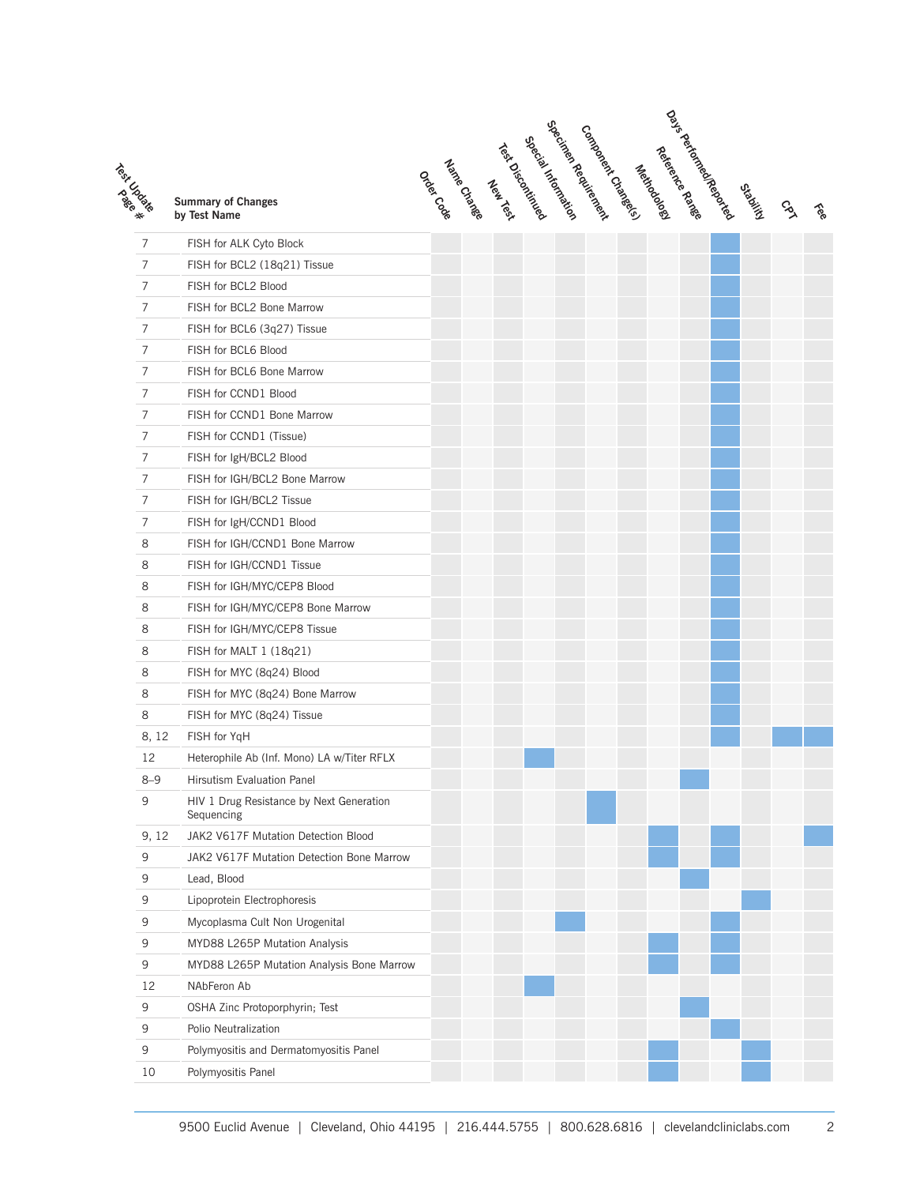| Test Update Page # | Summary of Changes by Test Name | Order Code | Name Change | New Test | Test Discontinued | Special Information | Specimen Requirement | Component Change(s) | Methodology | Reference Range | Days Performed/Reported | Stability | CPT | Fee |
|---|---|---|---|---|---|---|---|---|---|---|---|---|---|---|
| 7 | FISH for ALK Cyto Block | | | | | | | | | | X | | | |
| 7 | FISH for BCL2 (18q21) Tissue | | | | | | | | | | X | | | |
| 7 | FISH for BCL2 Blood | | | | | | | | | | X | | | |
| 7 | FISH for BCL2 Bone Marrow | | | | | | | | | | X | | | |
| 7 | FISH for BCL6 (3q27) Tissue | | | | | | | | | | X | | | |
| 7 | FISH for BCL6 Blood | | | | | | | | | | X | | | |
| 7 | FISH for BCL6 Bone Marrow | | | | | | | | | | X | | | |
| 7 | FISH for CCND1 Blood | | | | | | | | | | X | | | |
| 7 | FISH for CCND1 Bone Marrow | | | | | | | | | | X | | | |
| 7 | FISH for CCND1 (Tissue) | | | | | | | | | | X | | | |
| 7 | FISH for IgH/BCL2 Blood | | | | | | | | | | X | | | |
| 7 | FISH for IGH/BCL2 Bone Marrow | | | | | | | | | | X | | | |
| 7 | FISH for IGH/BCL2 Tissue | | | | | | | | | | X | | | |
| 7 | FISH for IgH/CCND1 Blood | | | | | | | | | | X | | | |
| 8 | FISH for IGH/CCND1 Bone Marrow | | | | | | | | | | X | | | |
| 8 | FISH for IGH/CCND1 Tissue | | | | | | | | | | X | | | |
| 8 | FISH for IGH/MYC/CEP8 Blood | | | | | | | | | | X | | | |
| 8 | FISH for IGH/MYC/CEP8 Bone Marrow | | | | | | | | | | X | | | |
| 8 | FISH for IGH/MYC/CEP8 Tissue | | | | | | | | | | X | | | |
| 8 | FISH for MALT 1 (18q21) | | | | | | | | | | X | | | |
| 8 | FISH for MYC (8q24) Blood | | | | | | | | | | X | | | |
| 8 | FISH for MYC (8q24) Bone Marrow | | | | | | | | | | X | | | |
| 8 | FISH for MYC (8q24) Tissue | | | | | | | | | | X | | | |
| 8, 12 | FISH for YqH | | | | | | | | | | X | | X | X |
| 12 | Heterophile Ab (Inf. Mono) LA w/Titer RFLX | | | | X | | | | | | | | | |
| 8–9 | Hirsutism Evaluation Panel | | | | | | | | | X | | | | |
| 9 | HIV 1 Drug Resistance by Next Generation Sequencing | | | | | | X | | | | | | | |
| 9, 12 | JAK2 V617F Mutation Detection Blood | | | | | | | | X | | X | | | X |
| 9 | JAK2 V617F Mutation Detection Bone Marrow | | | | | | | | X | | X | | | |
| 9 | Lead, Blood | | | | | | | | | X | | | | |
| 9 | Lipoprotein Electrophoresis | | | | | | | | | | | X | | |
| 9 | Mycoplasma Cult Non Urogenital | | | | | X | | | | | X | | | |
| 9 | MYD88 L265P Mutation Analysis | | | | | | | | X | | X | | | |
| 9 | MYD88 L265P Mutation Analysis Bone Marrow | | | | | | | | X | | X | | | |
| 12 | NAbFeron Ab | | | | X | | | | | | | | | |
| 9 | OSHA Zinc Protoporphyrin; Test | | | | | | | | | X | | | | |
| 9 | Polio Neutralization | | | | | | | | | | X | | | |
| 9 | Polymyositis and Dermatomyositis Panel | | | | | | | | X | | | X | | |
| 10 | Polymyositis Panel | | | | | | | | X | | | X | | |

9500 Euclid Avenue | Cleveland, Ohio 44195 | 216.444.5755 | 800.628.6816 | clevelandcliniclabs.com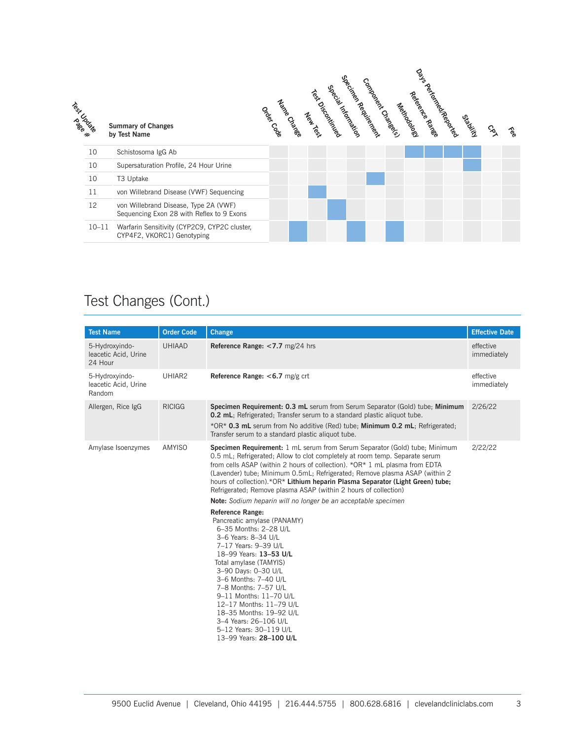| Test Update Page # | Summary of Changes by Test Name | Order Code | Name Change | New Test | Test Discontinued | Special Information | Specimen Requirement | Component Change(s) | Methodology | Reference Range | Days Performed/Reported | Stability | CPT | Fee |
|---|---|---|---|---|---|---|---|---|---|---|---|---|---|---|
| 10 | Schistosoma IgG Ab | | | | | | | | X | X | X | X | | |
| 10 | Supersaturation Profile, 24 Hour Urine | | | | | | | | | | | X | | |
| 10 | T3 Uptake | | | | | | X | | | | | | | |
| 11 | von Willebrand Disease (VWF) Sequencing | | | X | | | | | | | | | | |
| 12 | von Willebrand Disease, Type 2A (VWF) Sequencing Exon 28 with Reflex to 9 Exons | | | | X | | | | | | | | | |
| 10–11 | Warfarin Sensitivity (CYP2C9, CYP2C cluster, CYP4F2, VKORC1) Genotyping | | X | | | X | | X | | | | | | |

# Test Changes (Cont.)

| Test Name | Order Code | Change | Effective Date |
|---|---|---|---|
| 5-Hydroxyindo-leacetic Acid, Urine 24 Hour | UHIAAD | **Reference Range:** <**7.7** mg/24 hrs | effective immediately |
| 5-Hydroxyindo-leacetic Acid, Urine Random | UHIAR2 | **Reference Range:** <**6.7** mg/g crt | effective immediately |
| Allergen, Rice IgG | RICIGG | **Specimen Requirement: 0.3 mL** serum from Serum Separator (Gold) tube; **Minimum 0.2 mL**; Refrigerated; Transfer serum to a standard plastic aliquot tube.<br>*OR* **0.3 mL** serum from No additive (Red) tube; **Minimum 0.2 mL**; Refrigerated; Transfer serum to a standard plastic aliquot tube. | 2/26/22 |
| Amylase Isoenzymes | AMYISO | **Specimen Requirement:** 1 mL serum from Serum Separator (Gold) tube; Minimum 0.5 mL; Refrigerated; Allow to clot completely at room temp. Separate serum from cells ASAP (within 2 hours of collection). *OR* 1 mL plasma from EDTA (Lavender) tube; Minimum 0.5mL; Refrigerated; Remove plasma ASAP (within 2 hours of collection).*OR* **Lithium heparin Plasma Separator (Light Green) tube;** Refrigerated; Remove plasma ASAP (within 2 hours of collection)<br>**Note:** *Sodium heparin will no longer be an acceptable specimen*<br>**Reference Range:**<br>Pancreatic amylase (PANAMY)<br>6–35 Months: 2–28 U/L<br>3–6 Years: 8–34 U/L<br>7–17 Years: 9–39 U/L<br>18–99 Years: **13–53 U/L**<br>Total amylase (TAMYIS)<br>3–90 Days: 0–30 U/L<br>3–6 Months: 7–40 U/L<br>7–8 Months: 7–57 U/L<br>9–11 Months: 11–70 U/L<br>12–17 Months: 11–79 U/L<br>18–35 Months: 19–92 U/L<br>3–4 Years: 26–106 U/L<br>5–12 Years: 30–119 U/L<br>13–99 Years: **28–100 U/L** | 2/22/22 |

9500 Euclid Avenue | Cleveland, Ohio 44195 | 216.444.5755 | 800.628.6816 | clevelandcliniclabs.com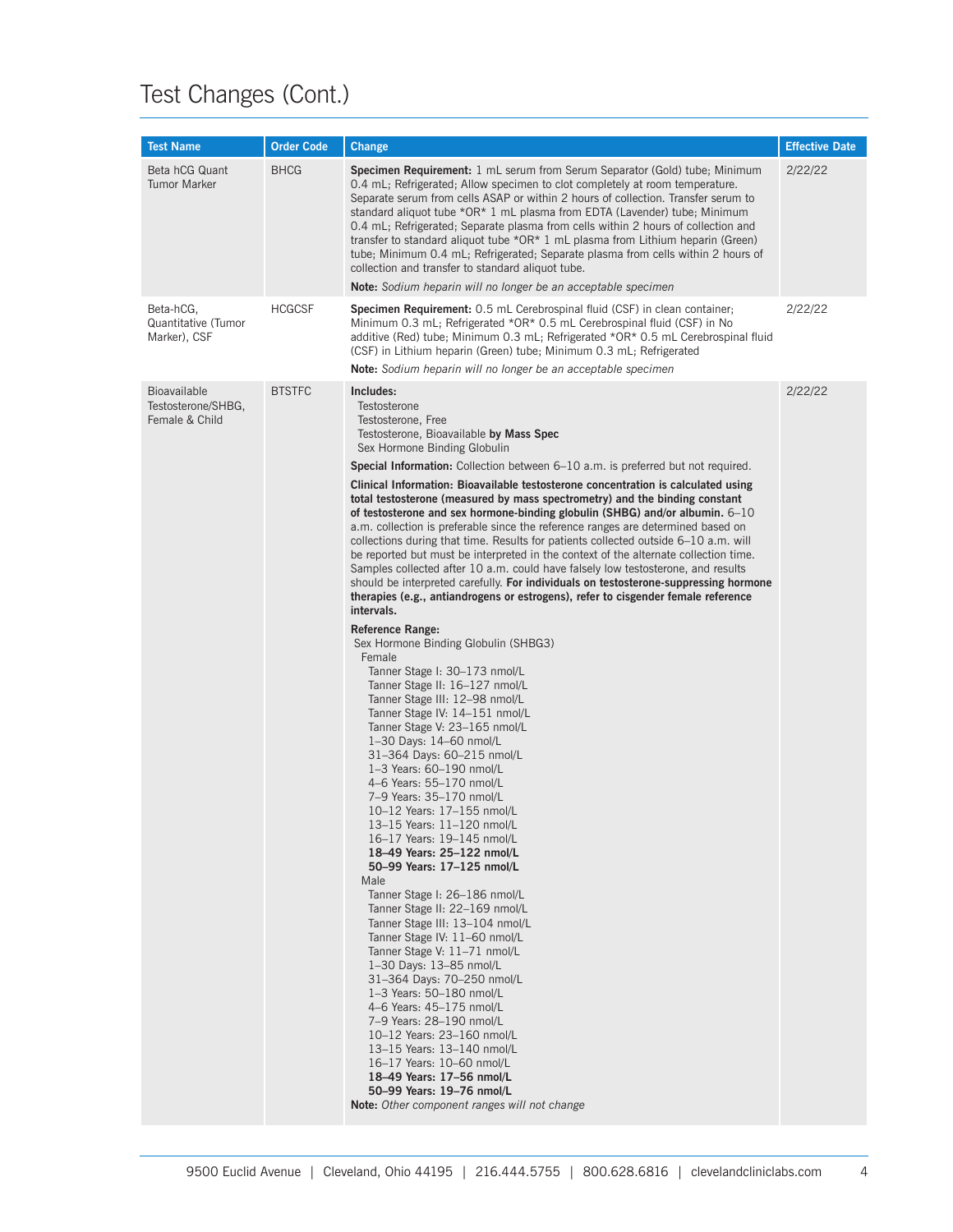# Test Changes (Cont.)

| Test Name | Order Code | Change | Effective Date |
|---|---|---|---|
| Beta hCG Quant Tumor Marker | BHCG | **Specimen Requirement:** 1 mL serum from Serum Separator (Gold) tube; Minimum 0.4 mL; Refrigerated; Allow specimen to clot completely at room temperature. Separate serum from cells ASAP or within 2 hours of collection. Transfer serum to standard aliquot tube *OR* 1 mL plasma from EDTA (Lavender) tube; Minimum 0.4 mL; Refrigerated; Separate plasma from cells within 2 hours of collection and transfer to standard aliquot tube *OR* 1 mL plasma from Lithium heparin (Green) tube; Minimum 0.4 mL; Refrigerated; Separate plasma from cells within 2 hours of collection and transfer to standard aliquot tube.<br><br>**Note:** *Sodium heparin will no longer be an acceptable specimen* | 2/22/22 |
| Beta-hCG, Quantitative (Tumor Marker), CSF | HCGCSF | **Specimen Requirement:** 0.5 mL Cerebrospinal fluid (CSF) in clean container; Minimum 0.3 mL; Refrigerated *OR* 0.5 mL Cerebrospinal fluid (CSF) in No additive (Red) tube; Minimum 0.3 mL; Refrigerated *OR* 0.5 mL Cerebrospinal fluid (CSF) in Lithium heparin (Green) tube; Minimum 0.3 mL; Refrigerated<br><br>**Note:** *Sodium heparin will no longer be an acceptable specimen* | 2/22/22 |
| Bioavailable Testosterone/SHBG, Female & Child | BTSTFC | **Includes:**<br>Testosterone<br>Testosterone, Free<br>Testosterone, Bioavailable **by Mass Spec**<br>Sex Hormone Binding Globulin<br><br>**Special Information:** Collection between 6–10 a.m. is preferred but not required.<br><br>**Clinical Information: Bioavailable testosterone concentration is calculated using total testosterone (measured by mass spectrometry) and the binding constant of testosterone and sex hormone-binding globulin (SHBG) and/or albumin.** 6–10 a.m. collection is preferable since the reference ranges are determined based on collections during that time. Results for patients collected outside 6–10 a.m. will be reported but must be interpreted in the context of the alternate collection time. Samples collected after 10 a.m. could have falsely low testosterone, and results should be interpreted carefully. **For individuals on testosterone-suppressing hormone therapies (e.g., antiandrogens or estrogens), refer to cisgender female reference intervals.**<br><br>**Reference Range:**<br>Sex Hormone Binding Globulin (SHBG3)<br>Female<br>Tanner Stage I: 30–173 nmol/L<br>Tanner Stage II: 16–127 nmol/L<br>Tanner Stage III: 12–98 nmol/L<br>Tanner Stage IV: 14–151 nmol/L<br>Tanner Stage V: 23–165 nmol/L<br>1–30 Days: 14–60 nmol/L<br>31–364 Days: 60–215 nmol/L<br>1–3 Years: 60–190 nmol/L<br>4–6 Years: 55–170 nmol/L<br>7–9 Years: 35–170 nmol/L<br>10–12 Years: 17–155 nmol/L<br>13–15 Years: 11–120 nmol/L<br>16–17 Years: 19–145 nmol/L<br>**18–49 Years: 25–122 nmol/L**<br>**50–99 Years: 17–125 nmol/L**<br>Male<br>Tanner Stage I: 26–186 nmol/L<br>Tanner Stage II: 22–169 nmol/L<br>Tanner Stage III: 13–104 nmol/L<br>Tanner Stage IV: 11–60 nmol/L<br>Tanner Stage V: 11–71 nmol/L<br>1–30 Days: 13–85 nmol/L<br>31–364 Days: 70–250 nmol/L<br>1–3 Years: 50–180 nmol/L<br>4–6 Years: 45–175 nmol/L<br>7–9 Years: 28–190 nmol/L<br>10–12 Years: 23–160 nmol/L<br>13–15 Years: 13–140 nmol/L<br>16–17 Years: 10–60 nmol/L<br>**18–49 Years: 17–56 nmol/L**<br>**50–99 Years: 19–76 nmol/L**<br>**Note:** *Other component ranges will not change* | 2/22/22 |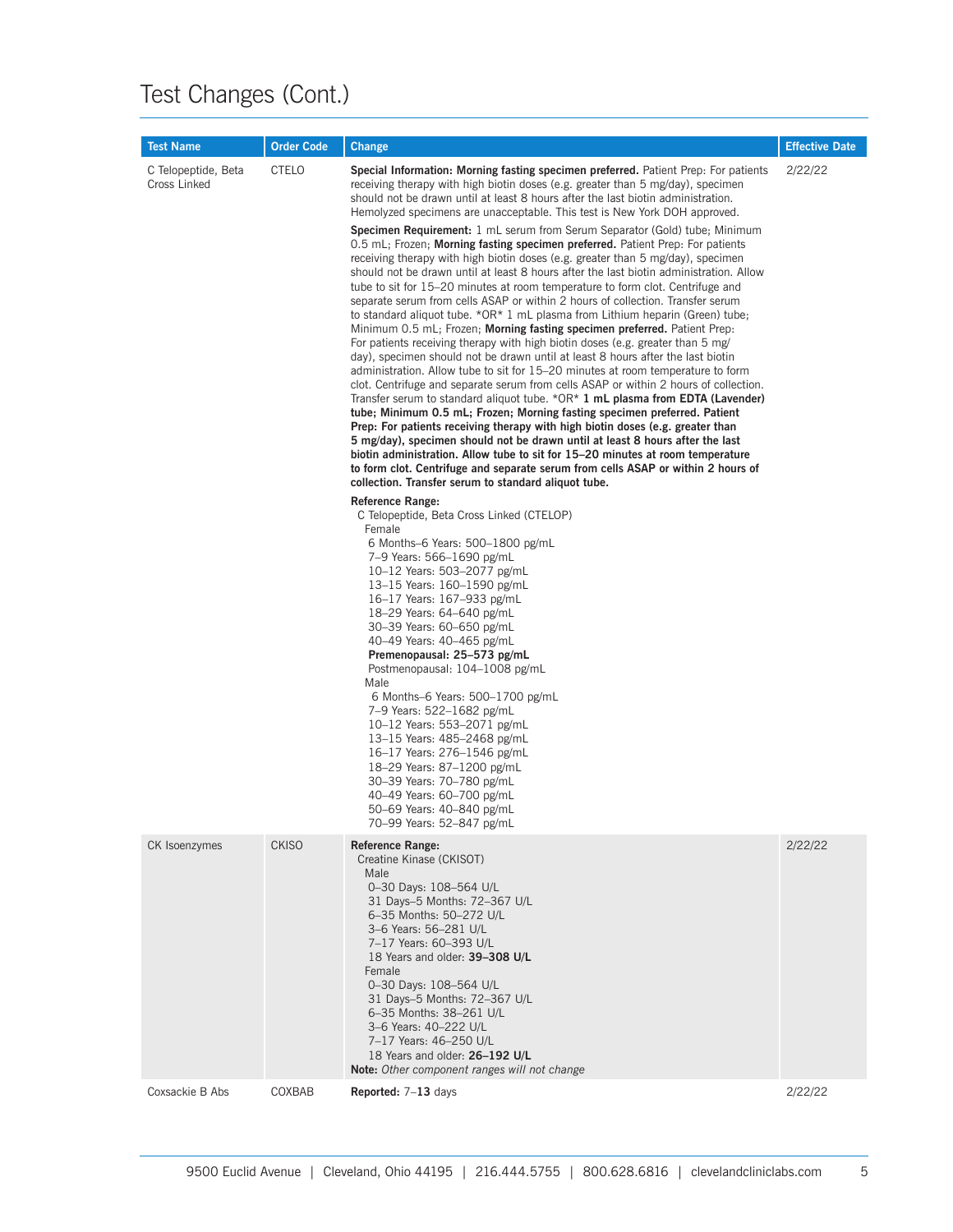# Test Changes (Cont.)

| Test Name | Order Code | Change | Effective Date |
|---|---|---|---|
| C Telopeptide, Beta Cross Linked | CTELO | **Special Information: Morning fasting specimen preferred.** Patient Prep: For patients receiving therapy with high biotin doses (e.g. greater than 5 mg/day), specimen should not be drawn until at least 8 hours after the last biotin administration. Hemolyzed specimens are unacceptable. This test is New York DOH approved.<br><br>**Specimen Requirement:** 1 mL serum from Serum Separator (Gold) tube; Minimum 0.5 mL; Frozen; **Morning fasting specimen preferred.** Patient Prep: For patients receiving therapy with high biotin doses (e.g. greater than 5 mg/day), specimen should not be drawn until at least 8 hours after the last biotin administration. Allow tube to sit for 15–20 minutes at room temperature to form clot. Centrifuge and separate serum from cells ASAP or within 2 hours of collection. Transfer serum to standard aliquot tube. *OR* 1 mL plasma from Lithium heparin (Green) tube; Minimum 0.5 mL; Frozen; **Morning fasting specimen preferred.** Patient Prep: For patients receiving therapy with high biotin doses (e.g. greater than 5 mg/day), specimen should not be drawn until at least 8 hours after the last biotin administration. Allow tube to sit for 15–20 minutes at room temperature to form clot. Centrifuge and separate serum from cells ASAP or within 2 hours of collection. Transfer serum to standard aliquot tube. *OR* **1 mL plasma from EDTA (Lavender) tube; Minimum 0.5 mL; Frozen; Morning fasting specimen preferred. Patient Prep: For patients receiving therapy with high biotin doses (e.g. greater than 5 mg/day), specimen should not be drawn until at least 8 hours after the last biotin administration. Allow tube to sit for 15–20 minutes at room temperature to form clot. Centrifuge and separate serum from cells ASAP or within 2 hours of collection. Transfer serum to standard aliquot tube.**<br><br>**Reference Range:**<br>C Telopeptide, Beta Cross Linked (CTELOP)<br>Female<br>6 Months–6 Years: 500–1800 pg/mL<br>7–9 Years: 566–1690 pg/mL<br>10–12 Years: 503–2077 pg/mL<br>13–15 Years: 160–1590 pg/mL<br>16–17 Years: 167–933 pg/mL<br>18–29 Years: 64–640 pg/mL<br>30–39 Years: 60–650 pg/mL<br>40–49 Years: 40–465 pg/mL<br>**Premenopausal: 25–573 pg/mL**<br>Postmenopausal: 104–1008 pg/mL<br>Male<br>6 Months–6 Years: 500–1700 pg/mL<br>7–9 Years: 522–1682 pg/mL<br>10–12 Years: 553–2071 pg/mL<br>13–15 Years: 485–2468 pg/mL<br>16–17 Years: 276–1546 pg/mL<br>18–29 Years: 87–1200 pg/mL<br>30–39 Years: 70–780 pg/mL<br>40–49 Years: 60–700 pg/mL<br>50–69 Years: 40–840 pg/mL<br>70–99 Years: 52–847 pg/mL | 2/22/22 |
| CK Isoenzymes | CKISO | **Reference Range:**<br>Creatine Kinase (CKISOT)<br>Male<br>0–30 Days: 108–564 U/L<br>31 Days–5 Months: 72–367 U/L<br>6–35 Months: 50–272 U/L<br>3–6 Years: 56–281 U/L<br>7–17 Years: 60–393 U/L<br>18 Years and older: **39–308 U/L**<br>Female<br>0–30 Days: 108–564 U/L<br>31 Days–5 Months: 72–367 U/L<br>6–35 Months: 38–261 U/L<br>3–6 Years: 40–222 U/L<br>7–17 Years: 46–250 U/L<br>18 Years and older: **26–192 U/L**<br>**Note:** *Other component ranges will not change* | 2/22/22 |
| Coxsackie B Abs | COXBAB | **Reported:** 7–**13** days | 2/22/22 |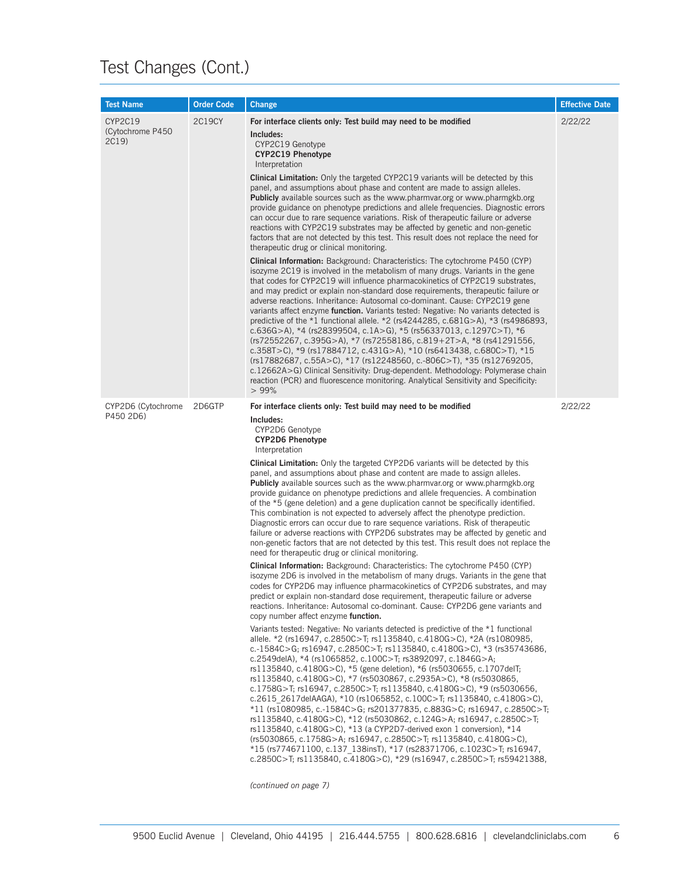# Test Changes (Cont.)

| Test Name | Order Code | Change | Effective Date |
|---|---|---|---|
| CYP2C19 (Cytochrome P450 2C19) | 2C19CY | **For interface clients only: Test build may need to be modified**<br><br>**Includes:**<br>CYP2C19 Genotype<br>**CYP2C19 Phenotype**<br>Interpretation<br><br>**Clinical Limitation:** Only the targeted CYP2C19 variants will be detected by this panel, and assumptions about phase and content are made to assign alleles. **Publicly** available sources such as the www.pharmvar.org or www.pharmgkb.org provide guidance on phenotype predictions and allele frequencies. Diagnostic errors can occur due to rare sequence variations. Risk of therapeutic failure or adverse reactions with CYP2C19 substrates may be affected by genetic and non-genetic factors that are not detected by this test. This result does not replace the need for therapeutic drug or clinical monitoring.<br><br>**Clinical Information:** Background: Characteristics: The cytochrome P450 (CYP) isozyme 2C19 is involved in the metabolism of many drugs. Variants in the gene that codes for CYP2C19 will influence pharmacokinetics of CYP2C19 substrates, and may predict or explain non-standard dose requirements, therapeutic failure or adverse reactions. Inheritance: Autosomal co-dominant. Cause: CYP2C19 gene variants affect enzyme **function.** Variants tested: Negative: No variants detected is predictive of the *1 functional allele. *2 (rs4244285, c.681G>A), *3 (rs4986893, c.636G>A), *4 (rs28399504, c.1A>G), *5 (rs56337013, c.1297C>T), *6 (rs72552267, c.395G>A), *7 (rs72558186, c.819+2T>A, *8 (rs41291556, c.358T>C), *9 (rs17884712, c.431G>A), *10 (rs6413438, c.680C>T), *15 (rs17882687, c.55A>C), *17 (rs12248560, c.-806C>T), *35 (rs12769205, c.12662A>G) Clinical Sensitivity: Drug-dependent. Methodology: Polymerase chain reaction (PCR) and fluorescence monitoring. Analytical Sensitivity and Specificity: > 99% | 2/22/22 |
| CYP2D6 (Cytochrome P450 2D6) | 2D6GTP | **For interface clients only: Test build may need to be modified**<br><br>**Includes:**<br>CYP2D6 Genotype<br>**CYP2D6 Phenotype**<br>Interpretation<br><br>**Clinical Limitation:** Only the targeted CYP2D6 variants will be detected by this panel, and assumptions about phase and content are made to assign alleles. **Publicly** available sources such as the www.pharmvar.org or www.pharmgkb.org provide guidance on phenotype predictions and allele frequencies. A combination of the *5 (gene deletion) and a gene duplication cannot be specifically identified. This combination is not expected to adversely affect the phenotype prediction. Diagnostic errors can occur due to rare sequence variations. Risk of therapeutic failure or adverse reactions with CYP2D6 substrates may be affected by genetic and non-genetic factors that are not detected by this test. This result does not replace the need for therapeutic drug or clinical monitoring.<br><br>**Clinical Information:** Background: Characteristics: The cytochrome P450 (CYP) isozyme 2D6 is involved in the metabolism of many drugs. Variants in the gene that codes for CYP2D6 may influence pharmacokinetics of CYP2D6 substrates, and may predict or explain non-standard dose requirement, therapeutic failure or adverse reactions. Inheritance: Autosomal co-dominant. Cause: CYP2D6 gene variants and copy number affect enzyme **function.**<br><br>Variants tested: Negative: No variants detected is predictive of the *1 functional allele. *2 (rs16947, c.2850C>T; rs1135840, c.4180G>C), *2A (rs1080985, c.-1584C>G; rs16947, c.2850C>T; rs1135840, c.4180G>C), *3 (rs35743686, c.2549delA), *4 (rs1065852, c.100C>T; rs3892097, c.1846G>A; rs1135840, c.4180G>C), *5 (gene deletion), *6 (rs5030655, c.1707delT; rs1135840, c.4180G>C), *7 (rs5030867, c.2935A>C), *8 (rs5030865, c.1758G>T; rs16947, c.2850C>T; rs1135840, c.4180G>C), *9 (rs5030656, c.2615_2617delAAGA), *10 (rs1065852, c.100C>T; rs1135840, c.4180G>C), *11 (rs1080985, c.-1584C>G; rs201377835, c.883G>C; rs16947, c.2850C>T; rs1135840, c.4180G>C), *12 (rs5030862, c.124G>A; rs16947, c.2850C>T; rs1135840, c.4180G>C), *13 (a CYP2D7-derived exon 1 conversion), *14 (rs5030865, c.1758G>A; rs16947, c.2850C>T; rs1135840, c.4180G>C), *15 (rs774671100, c.137_138insT), *17 (rs28371706, c.1023C>T; rs16947, c.2850C>T; rs1135840, c.4180G>C), *29 (rs16947, c.2850C>T; rs59421388,<br><br>*(continued on page 7)* | 2/22/22 |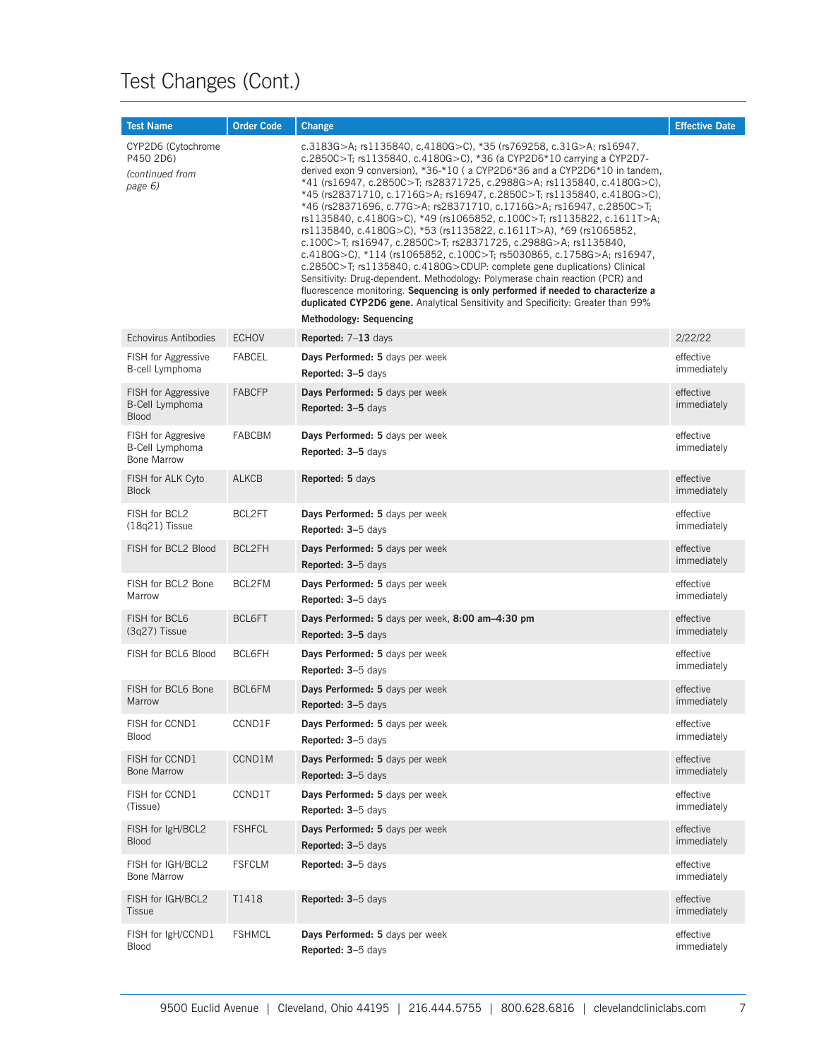## Test Changes (Cont.)

| Test Name | Order Code | Change | Effective Date |
|---|---|---|---|
| CYP2D6 (Cytochrome P450 2D6) *(continued from page 6)* | | c.3183G>A; rs1135840, c.4180G>C), *35 (rs769258, c.31G>A; rs16947, c.2850C>T; rs1135840, c.4180G>C), *36 (a CYP2D6*10 carrying a CYP2D7-derived exon 9 conversion), *36-*10 ( a CYP2D6*36 and a CYP2D6*10 in tandem, *41 (rs16947, c.2850C>T; rs28371725, c.2988G>A; rs1135840, c.4180G>C), *45 (rs28371710, c.1716G>A; rs16947, c.2850C>T; rs1135840, c.4180G>C), *46 (rs28371696, c.77G>A; rs28371710, c.1716G>A; rs16947, c.2850C>T; rs1135840, c.4180G>C), *49 (rs1065852, c.100C>T; rs1135822, c.1611T>A; rs1135840, c.4180G>C), *53 (rs1135822, c.1611T>A), *69 (rs1065852, c.100C>T; rs16947, c.2850C>T; rs28371725, c.2988G>A; rs1135840, c.4180G>C), *114 (rs1065852, c.100C>T; rs5030865, c.1758G>A; rs16947, c.2850C>T; rs1135840, c.4180G>CDUP: complete gene duplications) Clinical Sensitivity: Drug-dependent. Methodology: Polymerase chain reaction (PCR) and fluorescence monitoring. **Sequencing is only performed if needed to characterize a duplicated CYP2D6 gene.** Analytical Sensitivity and Specificity: Greater than 99% **Methodology: Sequencing** | |
| Echovirus Antibodies | ECHOV | **Reported:** 7–**13** days | 2/22/22 |
| FISH for Aggressive B-cell Lymphoma | FABCEL | **Days Performed: 5** days per week **Reported: 3–5** days | effective immediately |
| FISH for Aggressive B-Cell Lymphoma Blood | FABCFP | **Days Performed: 5** days per week **Reported: 3–5** days | effective immediately |
| FISH for Aggresive B-Cell Lymphoma Bone Marrow | FABCBM | **Days Performed: 5** days per week **Reported: 3–5** days | effective immediately |
| FISH for ALK Cyto Block | ALKCB | **Reported: 5** days | effective immediately |
| FISH for BCL2 (18q21) Tissue | BCL2FT | **Days Performed: 5** days per week **Reported: 3–**5 days | effective immediately |
| FISH for BCL2 Blood | BCL2FH | **Days Performed: 5** days per week **Reported: 3–**5 days | effective immediately |
| FISH for BCL2 Bone Marrow | BCL2FM | **Days Performed: 5** days per week **Reported: 3–**5 days | effective immediately |
| FISH for BCL6 (3q27) Tissue | BCL6FT | **Days Performed: 5** days per week, **8:00 am–4:30 pm** **Reported: 3–5** days | effective immediately |
| FISH for BCL6 Blood | BCL6FH | **Days Performed: 5** days per week **Reported: 3–**5 days | effective immediately |
| FISH for BCL6 Bone Marrow | BCL6FM | **Days Performed: 5** days per week **Reported: 3–**5 days | effective immediately |
| FISH for CCND1 Blood | CCND1F | **Days Performed: 5** days per week **Reported: 3–**5 days | effective immediately |
| FISH for CCND1 Bone Marrow | CCND1M | **Days Performed: 5** days per week **Reported: 3–**5 days | effective immediately |
| FISH for CCND1 (Tissue) | CCND1T | **Days Performed: 5** days per week **Reported: 3–**5 days | effective immediately |
| FISH for IgH/BCL2 Blood | FSHFCL | **Days Performed: 5** days per week **Reported: 3–**5 days | effective immediately |
| FISH for IGH/BCL2 Bone Marrow | FSFCLM | **Reported: 3–**5 days | effective immediately |
| FISH for IGH/BCL2 Tissue | T1418 | **Reported: 3–**5 days | effective immediately |
| FISH for IgH/CCND1 Blood | FSHMCL | **Days Performed: 5** days per week **Reported: 3–**5 days | effective immediately |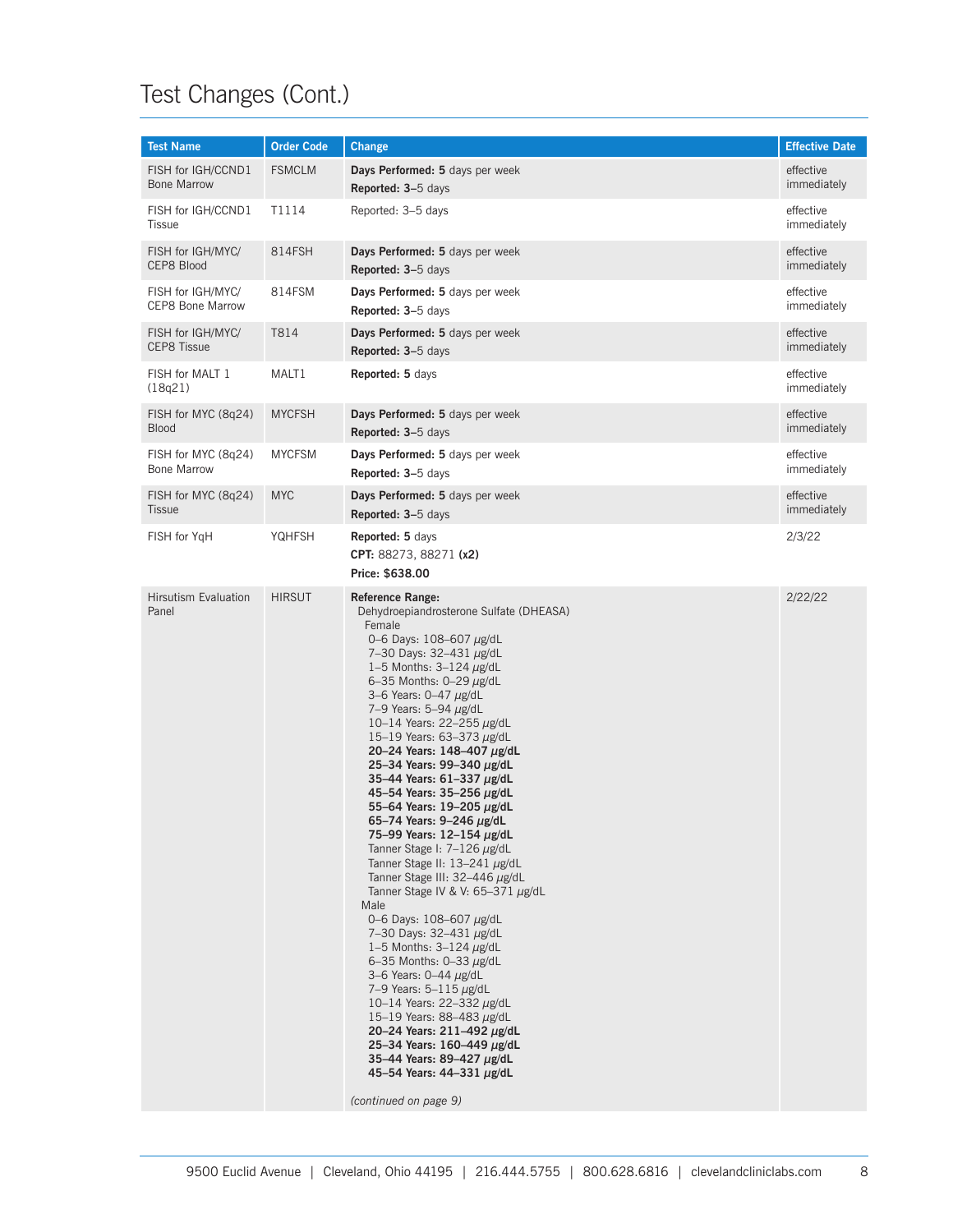# Test Changes (Cont.)

| Test Name | Order Code | Change | Effective Date |
|---|---|---|---|
| FISH for IGH/CCND1 Bone Marrow | FSMCLM | **Days Performed: 5** days per week<br>**Reported: 3–**5 days | effective immediately |
| FISH for IGH/CCND1 Tissue | T1114 | Reported: 3–5 days | effective immediately |
| FISH for IGH/MYC/ CEP8 Blood | 814FSH | **Days Performed: 5** days per week<br>**Reported: 3–**5 days | effective immediately |
| FISH for IGH/MYC/ CEP8 Bone Marrow | 814FSM | **Days Performed: 5** days per week<br>**Reported: 3–**5 days | effective immediately |
| FISH for IGH/MYC/ CEP8 Tissue | T814 | **Days Performed: 5** days per week<br>**Reported: 3–**5 days | effective immediately |
| FISH for MALT 1 (18q21) | MALT1 | **Reported: 5** days | effective immediately |
| FISH for MYC (8q24) Blood | MYCFSH | **Days Performed: 5** days per week<br>**Reported: 3–**5 days | effective immediately |
| FISH for MYC (8q24) Bone Marrow | MYCFSM | **Days Performed: 5** days per week<br>**Reported: 3–**5 days | effective immediately |
| FISH for MYC (8q24) Tissue | MYC | **Days Performed: 5** days per week<br>**Reported: 3–**5 days | effective immediately |
| FISH for YqH | YQHFSH | **Reported: 5** days<br>**CPT:** 88273, 88271 **(x2)**<br>**Price: $638.00** | 2/3/22 |
| Hirsutism Evaluation Panel | HIRSUT | **Reference Range:**<br>Dehydroepiandrosterone Sulfate (DHEASA)<br>Female<br>0–6 Days: 108–607 µg/dL<br>7–30 Days: 32–431 µg/dL<br>1–5 Months: 3–124 µg/dL<br>6–35 Months: 0–29 µg/dL<br>3–6 Years: 0–47 µg/dL<br>7–9 Years: 5–94 µg/dL<br>10–14 Years: 22–255 µg/dL<br>15–19 Years: 63–373 µg/dL<br>**20–24 Years: 148–407 µg/dL**<br>**25–34 Years: 99–340 µg/dL**<br>**35–44 Years: 61–337 µg/dL**<br>**45–54 Years: 35–256 µg/dL**<br>**55–64 Years: 19–205 µg/dL**<br>**65–74 Years: 9–246 µg/dL**<br>**75–99 Years: 12–154 µg/dL**<br>Tanner Stage I: 7–126 µg/dL<br>Tanner Stage II: 13–241 µg/dL<br>Tanner Stage III: 32–446 µg/dL<br>Tanner Stage IV & V: 65–371 µg/dL<br>Male<br>0–6 Days: 108–607 µg/dL<br>7–30 Days: 32–431 µg/dL<br>1–5 Months: 3–124 µg/dL<br>6–35 Months: 0–33 µg/dL<br>3–6 Years: 0–44 µg/dL<br>7–9 Years: 5–115 µg/dL<br>10–14 Years: 22–332 µg/dL<br>15–19 Years: 88–483 µg/dL<br>**20–24 Years: 211–492 µg/dL**<br>**25–34 Years: 160–449 µg/dL**<br>**35–44 Years: 89–427 µg/dL**<br>**45–54 Years: 44–331 µg/dL**<br><br>*(continued on page 9)* | 2/22/22 |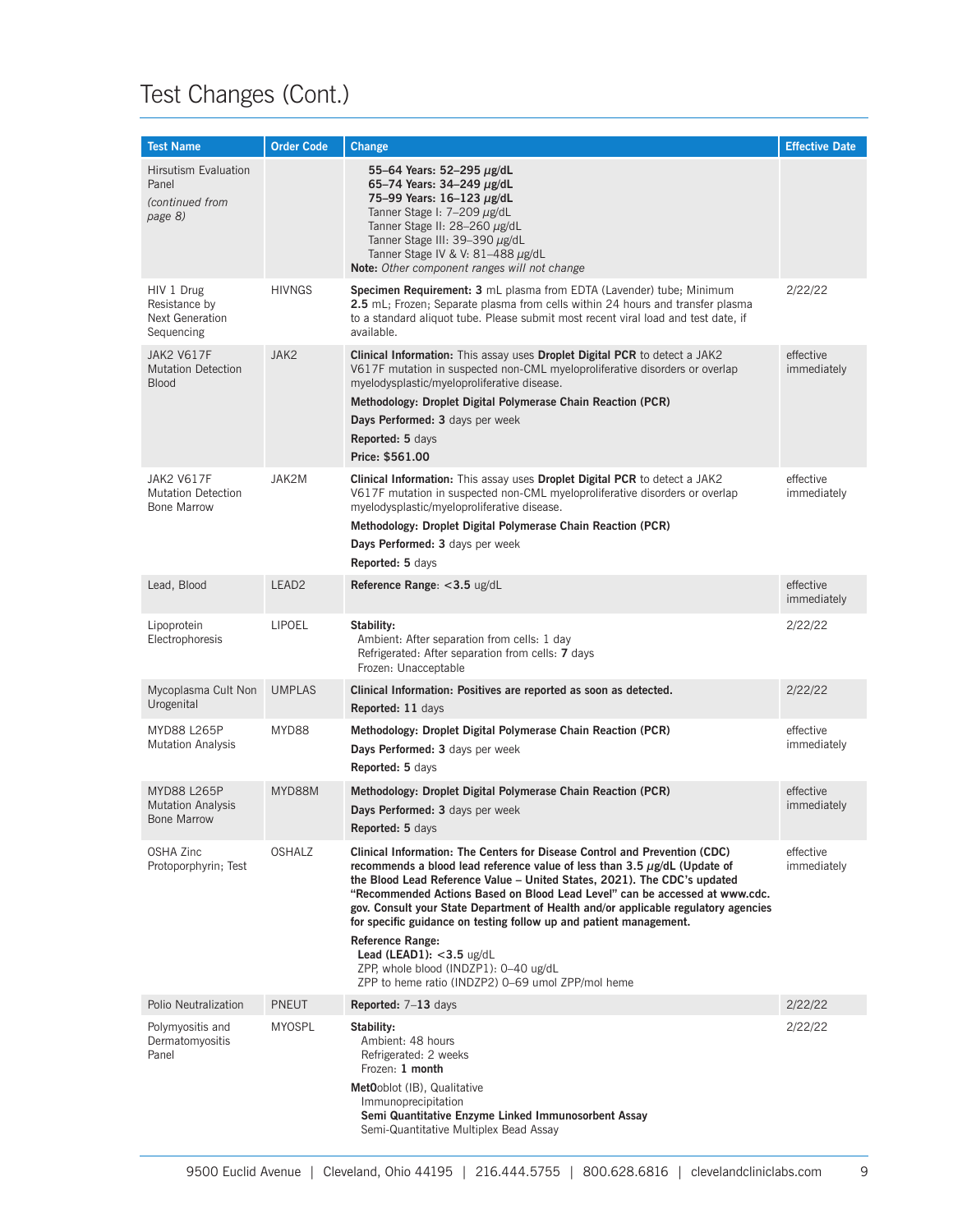# Test Changes (Cont.)

| Test Name | Order Code | Change | Effective Date |
|---|---|---|---|
| Hirsutism Evaluation Panel *(continued from page 8)* | | **55–64 Years: 52–295 µg/dL**<br>**65–74 Years: 34–249 µg/dL**<br>**75–99 Years: 16–123 µg/dL**<br>Tanner Stage I: 7–209 µg/dL<br>Tanner Stage II: 28–260 µg/dL<br>Tanner Stage III: 39–390 µg/dL<br>Tanner Stage IV & V: 81–488 µg/dL<br>**Note:** *Other component ranges will not change* | |
| HIV 1 Drug Resistance by Next Generation Sequencing | HIVNGS | **Specimen Requirement: 3** mL plasma from EDTA (Lavender) tube; Minimum **2.5** mL; Frozen; Separate plasma from cells within 24 hours and transfer plasma to a standard aliquot tube. Please submit most recent viral load and test date, if available. | 2/22/22 |
| JAK2 V617F Mutation Detection Blood | JAK2 | **Clinical Information:** This assay uses **Droplet Digital PCR** to detect a JAK2 V617F mutation in suspected non-CML myeloproliferative disorders or overlap myelodysplastic/myeloproliferative disease.<br>**Methodology: Droplet Digital Polymerase Chain Reaction (PCR)**<br>**Days Performed: 3** days per week<br>**Reported: 5** days<br>**Price: $561.00** | effective immediately |
| JAK2 V617F Mutation Detection Bone Marrow | JAK2M | **Clinical Information:** This assay uses **Droplet Digital PCR** to detect a JAK2 V617F mutation in suspected non-CML myeloproliferative disorders or overlap myelodysplastic/myeloproliferative disease.<br>**Methodology: Droplet Digital Polymerase Chain Reaction (PCR)**<br>**Days Performed: 3** days per week<br>**Reported: 5** days | effective immediately |
| Lead, Blood | LEAD2 | **Reference Range**: **<3.5** ug/dL | effective immediately |
| Lipoprotein Electrophoresis | LIPOEL | **Stability:**<br>Ambient: After separation from cells: 1 day<br>Refrigerated: After separation from cells: **7** days<br>Frozen: Unacceptable | 2/22/22 |
| Mycoplasma Cult Non Urogenital | UMPLAS | **Clinical Information: Positives are reported as soon as detected.**<br>**Reported: 11** days | 2/22/22 |
| MYD88 L265P Mutation Analysis | MYD88 | **Methodology: Droplet Digital Polymerase Chain Reaction (PCR)**<br>**Days Performed: 3** days per week<br>**Reported: 5** days | effective immediately |
| MYD88 L265P Mutation Analysis Bone Marrow | MYD88M | **Methodology: Droplet Digital Polymerase Chain Reaction (PCR)**<br>**Days Performed: 3** days per week<br>**Reported: 5** days | effective immediately |
| OSHA Zinc Protoporphyrin; Test | OSHALZ | **Clinical Information: The Centers for Disease Control and Prevention (CDC) recommends a blood lead reference value of less than 3.5 µg/dL (Update of the Blood Lead Reference Value – United States, 2021). The CDC's updated "Recommended Actions Based on Blood Lead Level" can be accessed at www.cdc.gov. Consult your State Department of Health and/or applicable regulatory agencies for specific guidance on testing follow up and patient management.**<br>**Reference Range:**<br>**Lead (LEAD1): <3.5** ug/dL<br>ZPP, whole blood (INDZP1): 0–40 ug/dL<br>ZPP to heme ratio (INDZP2) 0–69 umol ZPP/mol heme | effective immediately |
| Polio Neutralization | PNEUT | **Reported:** 7–**13** days | 2/22/22 |
| Polymyositis and Dermatomyositis Panel | MYOSPL | **Stability:**<br>Ambient: 48 hours<br>Refrigerated: 2 weeks<br>Frozen: **1 month**<br>**MetO**oblot (IB), Qualitative<br>Immunoprecipitation<br>**Semi Quantitative Enzyme Linked Immunosorbent Assay**<br>Semi-Quantitative Multiplex Bead Assay | 2/22/22 |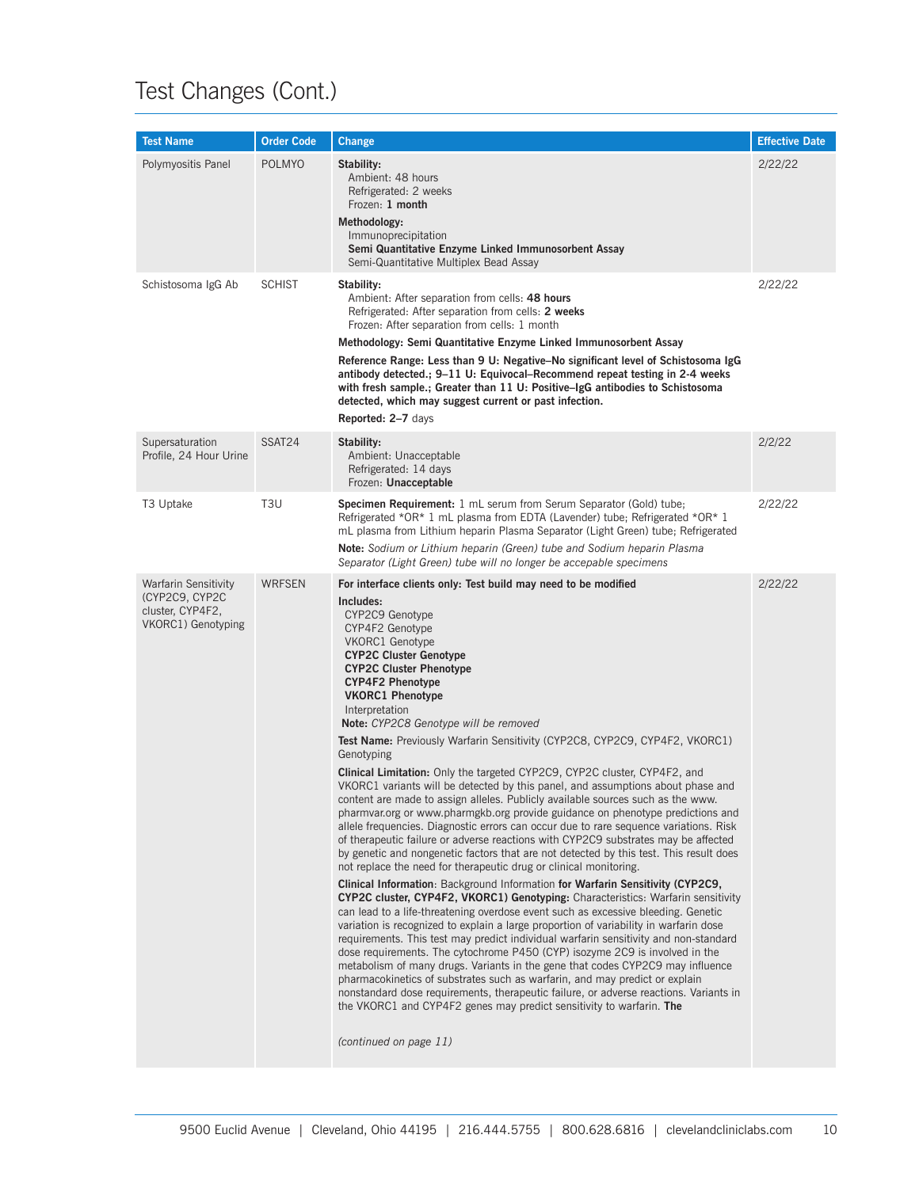## Test Changes (Cont.)

| Test Name | Order Code | Change | Effective Date |
|---|---|---|---|
| Polymyositis Panel | POLMYO | **Stability:**<br>Ambient: 48 hours<br>Refrigerated: 2 weeks<br>Frozen: **1 month**<br>**Methodology:**<br>Immunoprecipitation<br>**Semi Quantitative Enzyme Linked Immunosorbent Assay**<br>Semi-Quantitative Multiplex Bead Assay | 2/22/22 |
| Schistosoma IgG Ab | SCHIST | **Stability:**<br>Ambient: After separation from cells: **48 hours**<br>Refrigerated: After separation from cells: **2 weeks**<br>Frozen: After separation from cells: 1 month<br>**Methodology: Semi Quantitative Enzyme Linked Immunosorbent Assay**<br>**Reference Range: Less than 9 U: Negative–No significant level of Schistosoma IgG antibody detected.; 9–11 U: Equivocal–Recommend repeat testing in 2-4 weeks with fresh sample.; Greater than 11 U: Positive–IgG antibodies to Schistosoma detected, which may suggest current or past infection.**<br>**Reported: 2–7** days | 2/22/22 |
| Supersaturation Profile, 24 Hour Urine | SSAT24 | **Stability:**<br>Ambient: Unacceptable<br>Refrigerated: 14 days<br>Frozen: **Unacceptable** | 2/2/22 |
| T3 Uptake | T3U | **Specimen Requirement:** 1 mL serum from Serum Separator (Gold) tube; Refrigerated *OR* 1 mL plasma from EDTA (Lavender) tube; Refrigerated *OR* 1 mL plasma from Lithium heparin Plasma Separator (Light Green) tube; Refrigerated<br>**Note:** *Sodium or Lithium heparin (Green) tube and Sodium heparin Plasma Separator (Light Green) tube will no longer be accepable specimens* | 2/22/22 |
| Warfarin Sensitivity (CYP2C9, CYP2C cluster, CYP4F2, VKORC1) Genotyping | WRFSEN | **For interface clients only: Test build may need to be modified**<br>**Includes:**<br>CYP2C9 Genotype<br>CYP4F2 Genotype<br>VKORC1 Genotype<br>**CYP2C Cluster Genotype**<br>**CYP2C Cluster Phenotype**<br>**CYP4F2 Phenotype**<br>**VKORC1 Phenotype**<br>Interpretation<br>**Note:** *CYP2C8 Genotype will be removed*<br>**Test Name:** Previously Warfarin Sensitivity (CYP2C8, CYP2C9, CYP4F2, VKORC1) Genotyping<br>**Clinical Limitation:** Only the targeted CYP2C9, CYP2C cluster, CYP4F2, and VKORC1 variants will be detected by this panel, and assumptions about phase and content are made to assign alleles. Publicly available sources such as the www.pharmvar.org or www.pharmgkb.org provide guidance on phenotype predictions and allele frequencies. Diagnostic errors can occur due to rare sequence variations. Risk of therapeutic failure or adverse reactions with CYP2C9 substrates may be affected by genetic and nongenetic factors that are not detected by this test. This result does not replace the need for therapeutic drug or clinical monitoring.<br>**Clinical Information**: Background Information **for Warfarin Sensitivity (CYP2C9, CYP2C cluster, CYP4F2, VKORC1) Genotyping:** Characteristics: Warfarin sensitivity can lead to a life-threatening overdose event such as excessive bleeding. Genetic variation is recognized to explain a large proportion of variability in warfarin dose requirements. This test may predict individual warfarin sensitivity and non-standard dose requirements. The cytochrome P450 (CYP) isozyme 2C9 is involved in the metabolism of many drugs. Variants in the gene that codes CYP2C9 may influence pharmacokinetics of substrates such as warfarin, and may predict or explain nonstandard dose requirements, therapeutic failure, or adverse reactions. Variants in the VKORC1 and CYP4F2 genes may predict sensitivity to warfarin. **The**<br>*(continued on page 11)* | 2/22/22 |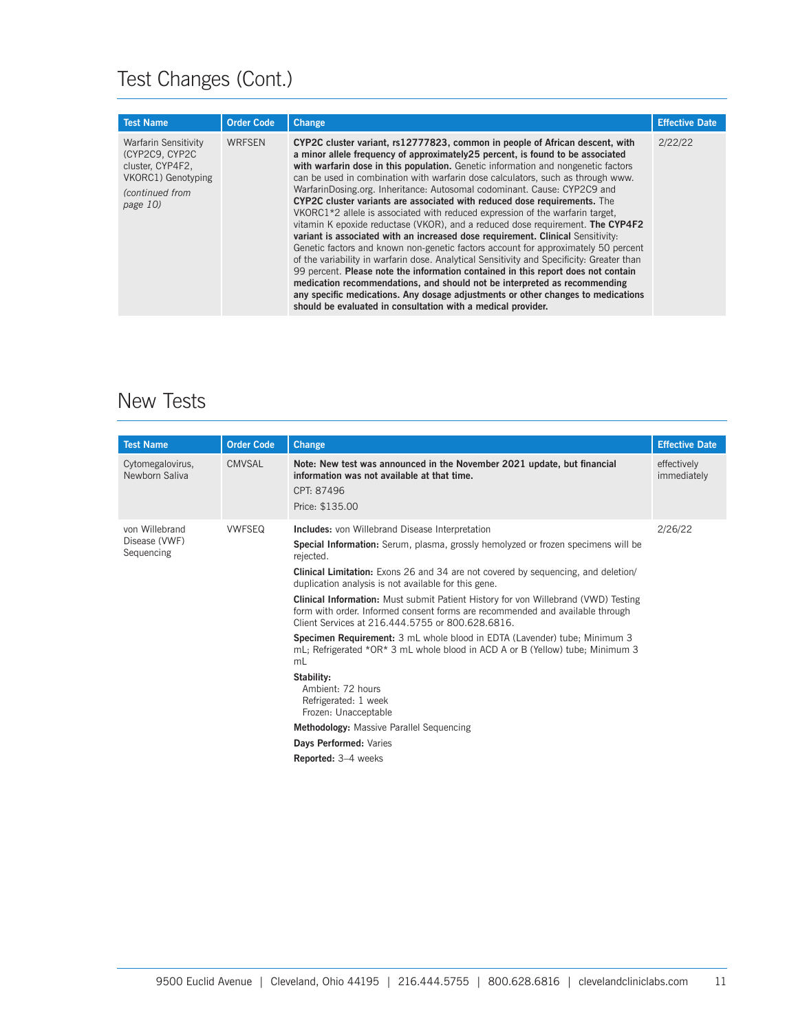## Test Changes (Cont.)

| Test Name | Order Code | Change | Effective Date |
|---|---|---|---|
| Warfarin Sensitivity (CYP2C9, CYP2C cluster, CYP4F2, VKORC1) Genotyping *(continued from page 10)* | WRFSEN | **CYP2C cluster variant, rs12777823, common in people of African descent, with a minor allele frequency of approximately25 percent, is found to be associated with warfarin dose in this population.** Genetic information and nongenetic factors can be used in combination with warfarin dose calculators, such as through www. WarfarinDosing.org. Inheritance: Autosomal codominant. Cause: CYP2C9 and **CYP2C cluster variants are associated with reduced dose requirements.** The VKORC1*2 allele is associated with reduced expression of the warfarin target, vitamin K epoxide reductase (VKOR), and a reduced dose requirement. **The CYP4F2 variant is associated with an increased dose requirement. Clinical** Sensitivity: Genetic factors and known non-genetic factors account for approximately 50 percent of the variability in warfarin dose. Analytical Sensitivity and Specificity: Greater than 99 percent. **Please note the information contained in this report does not contain medication recommendations, and should not be interpreted as recommending any specific medications. Any dosage adjustments or other changes to medications should be evaluated in consultation with a medical provider.** | 2/22/22 |

## New Tests

| Test Name | Order Code | Change | Effective Date |
|---|---|---|---|
| Cytomegalovirus, Newborn Saliva | CMVSAL | **Note: New test was announced in the November 2021 update, but financial information was not available at that time.**<br>CPT: 87496<br>Price: $135.00 | effectively immediately |
| von Willebrand Disease (VWF) Sequencing | VWFSEQ | **Includes:** von Willebrand Disease Interpretation<br>**Special Information:** Serum, plasma, grossly hemolyzed or frozen specimens will be rejected.<br>**Clinical Limitation:** Exons 26 and 34 are not covered by sequencing, and deletion/duplication analysis is not available for this gene.<br>**Clinical Information:** Must submit Patient History for von Willebrand (VWD) Testing form with order. Informed consent forms are recommended and available through Client Services at 216.444.5755 or 800.628.6816.<br>**Specimen Requirement:** 3 mL whole blood in EDTA (Lavender) tube; Minimum 3 mL; Refrigerated *OR* 3 mL whole blood in ACD A or B (Yellow) tube; Minimum 3 mL<br>**Stability:**<br>Ambient: 72 hours<br>Refrigerated: 1 week<br>Frozen: Unacceptable<br>**Methodology:** Massive Parallel Sequencing<br>**Days Performed:** Varies<br>**Reported:** 3–4 weeks | 2/26/22 |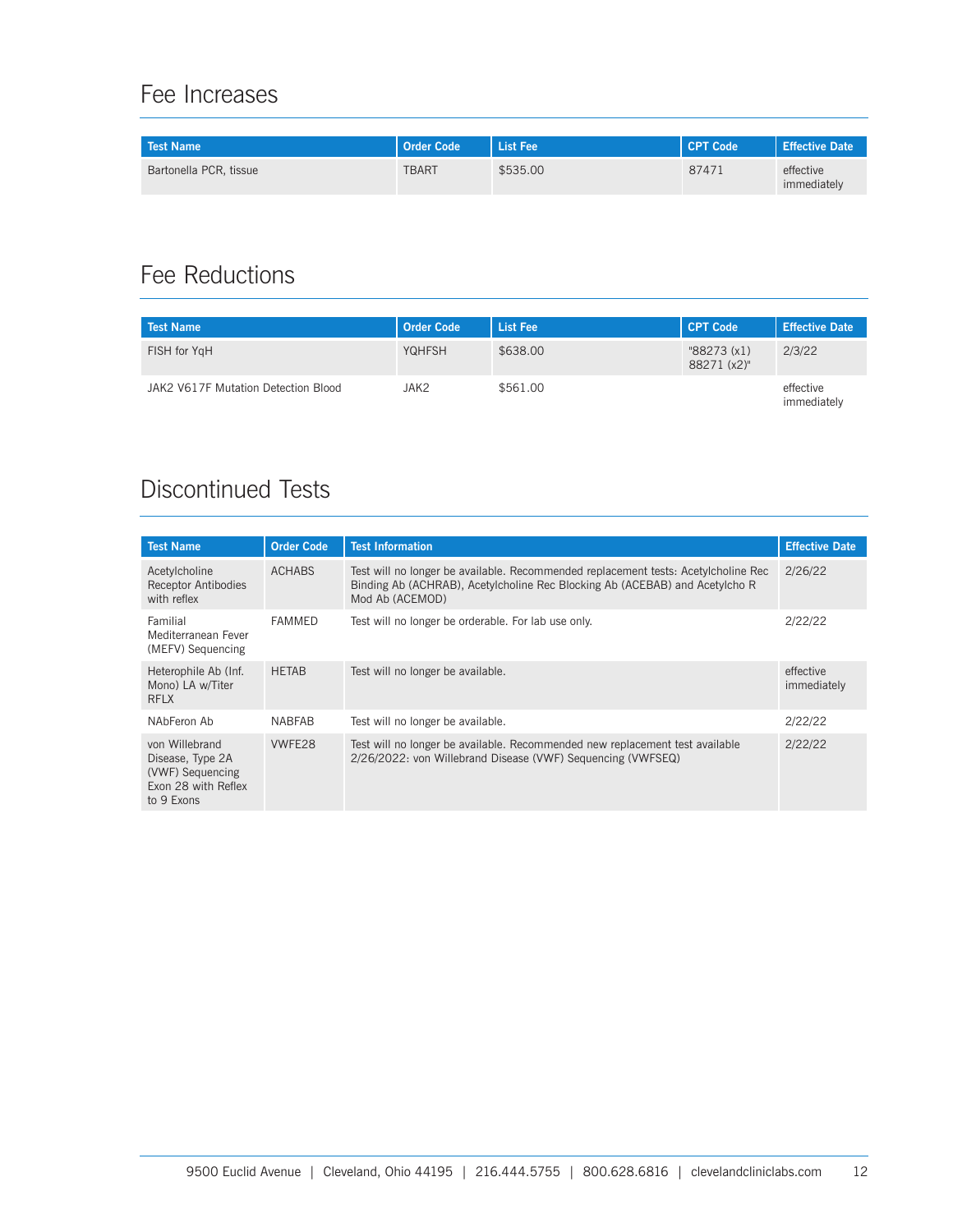## Fee Increases

| Test Name | Order Code | List Fee | CPT Code | Effective Date |
|---|---|---|---|---|
| Bartonella PCR, tissue | TBART | $535.00 | 87471 | effective immediately |

## Fee Reductions

| Test Name | Order Code | List Fee | CPT Code | Effective Date |
|---|---|---|---|---|
| FISH for YqH | YQHFSH | $638.00 | "88273 (x1) 88271 (x2)" | 2/3/22 |
| JAK2 V617F Mutation Detection Blood | JAK2 | $561.00 | | effective immediately |

## Discontinued Tests

| Test Name | Order Code | Test Information | Effective Date |
|---|---|---|---|
| Acetylcholine Receptor Antibodies with reflex | ACHABS | Test will no longer be available. Recommended replacement tests: Acetylcholine Rec Binding Ab (ACHRAB), Acetylcholine Rec Blocking Ab (ACEBAB) and Acetylcho R Mod Ab (ACEMOD) | 2/26/22 |
| Familial Mediterranean Fever (MEFV) Sequencing | FAMMED | Test will no longer be orderable. For lab use only. | 2/22/22 |
| Heterophile Ab (Inf. Mono) LA w/Titer RFLX | HETAB | Test will no longer be available. | effective immediately |
| NAbFeron Ab | NABFAB | Test will no longer be available. | 2/22/22 |
| von Willebrand Disease, Type 2A (VWF) Sequencing Exon 28 with Reflex to 9 Exons | VWFE28 | Test will no longer be available. Recommended new replacement test available 2/26/2022: von Willebrand Disease (VWF) Sequencing (VWFSEQ) | 2/22/22 |

9500 Euclid Avenue | Cleveland, Ohio 44195 | 216.444.5755 | 800.628.6816 | clevelandcliniclabs.com